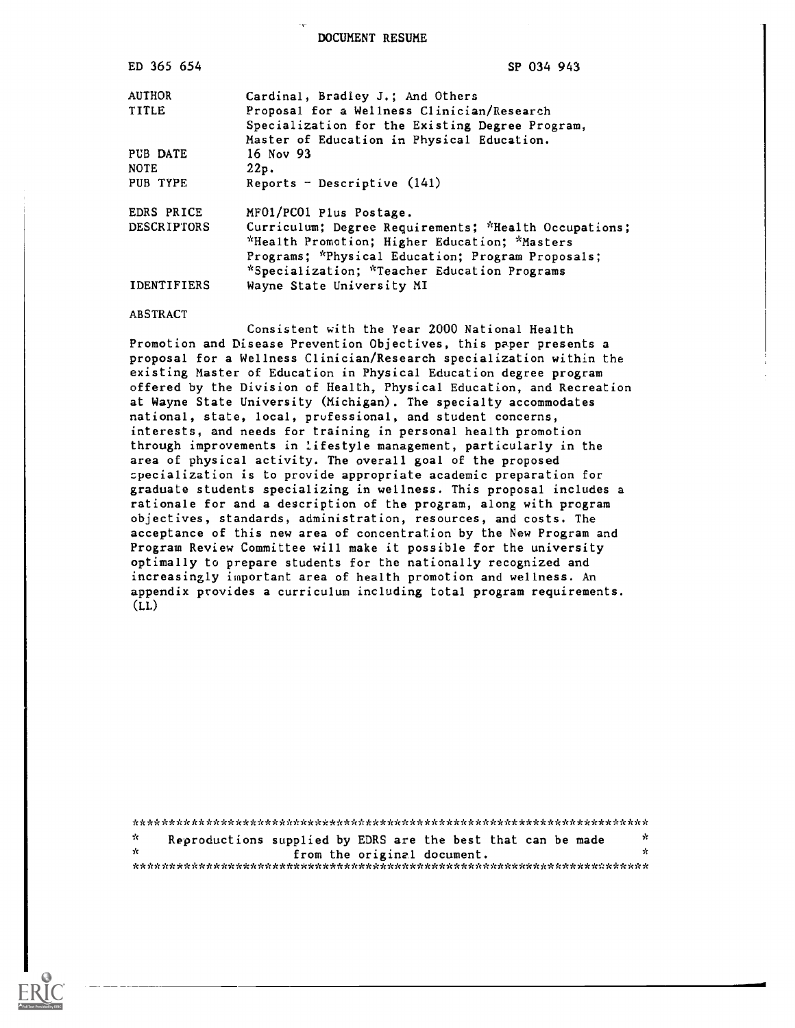DOCUMENT RESUME

| | |
|---|---|
| ED 365 654 | SP 034 943 |
| AUTHOR | Cardinal, Bradley J.; And Others |
| TITLE | Proposal for a Wellness Clinician/Research Specialization for the Existing Degree Program, Master of Education in Physical Education. |
| PUB DATE | 16 Nov 93 |
| NOTE | 22p. |
| PUB TYPE | Reports - Descriptive (141) |
| EDRS PRICE | MF01/PC01 Plus Postage. |
| DESCRIPTORS | Curriculum; Degree Requirements; *Health Occupations; *Health Promotion; Higher Education; *Masters Programs; *Physical Education; Program Proposals; *Specialization; *Teacher Education Programs |
| IDENTIFIERS | Wayne State University MI |

ABSTRACT

Consistent with the Year 2000 National Health Promotion and Disease Prevention Objectives, this paper presents a proposal for a Wellness Clinician/Research specialization within the existing Master of Education in Physical Education degree program offered by the Division of Health, Physical Education, and Recreation at Wayne State University (Michigan). The specialty accommodates national, state, local, professional, and student concerns, interests, and needs for training in personal health promotion through improvements in lifestyle management, particularly in the area of physical activity. The overall goal of the proposed specialization is to provide appropriate academic preparation for graduate students specializing in wellness. This proposal includes a rationale for and a description of the program, along with program objectives, standards, administration, resources, and costs. The acceptance of this new area of concentration by the New Program and Program Review Committee will make it possible for the university optimally to prepare students for the nationally recognized and increasingly important area of health promotion and wellness. An appendix provides a curriculum including total program requirements. (LL)

***********************************************************************
* Reproductions supplied by EDRS are the best that can be made *
* from the original document. *
***********************************************************************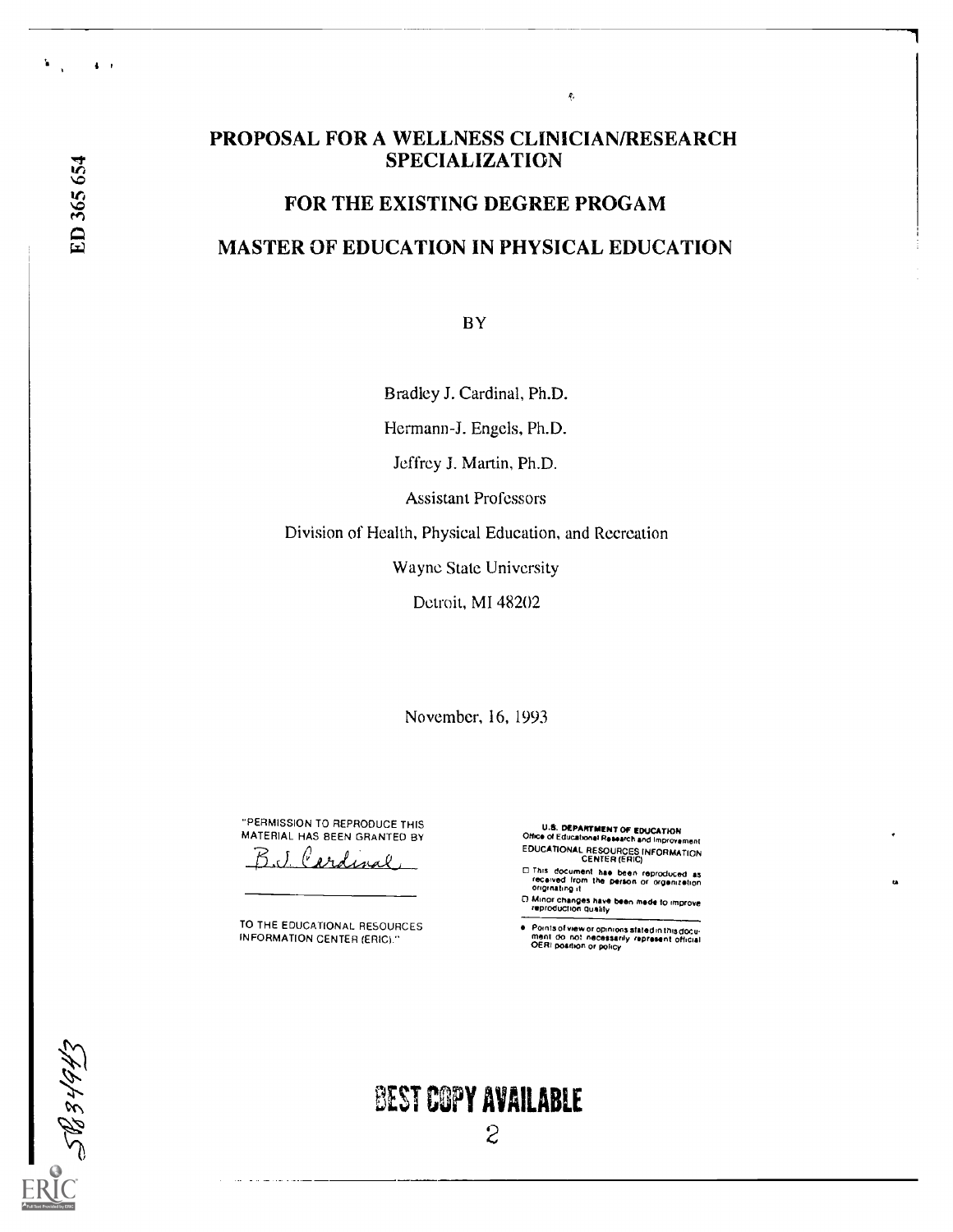ED 365 654

# PROPOSAL FOR A WELLNESS CLINICIAN/RESEARCH SPECIALIZATION

## FOR THE EXISTING DEGREE PROGAM

## MASTER OF EDUCATION IN PHYSICAL EDUCATION

BY

Bradley J. Cardinal, Ph.D.

Hermann-J. Engels, Ph.D.

Jeffrey J. Martin, Ph.D.

Assistant Professors

Division of Health, Physical Education, and Recreation

Wayne State University

Detroit, MI 48202

November, 16, 1993

"PERMISSION TO REPRODUCE THIS MATERIAL HAS BEEN GRANTED BY

B.J. Cardinal

TO THE EDUCATIONAL RESOURCES INFORMATION CENTER (ERIC)."

U.S. DEPARTMENT OF EDUCATION
Office of Educational Research and Improvement
EDUCATIONAL RESOURCES INFORMATION CENTER (ERIC)

- This document has been reproduced as received from the person or organization originating it
- Minor changes have been made to improve reproduction quality

- Points of view or opinions stated in this document do not necessarily represent official OERI position or policy

SP034943

BEST COPY AVAILABLE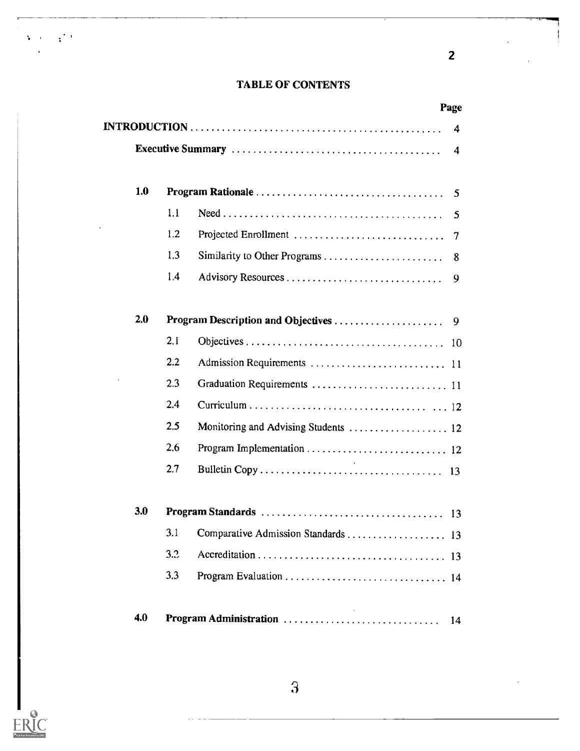# TABLE OF CONTENTS

| | | | Page |
|---|---|---|---|
| **INTRODUCTION** | | | 4 |
| **Executive Summary** | | | 4 |
| **1.0** | **Program Rationale** | | 5 |
| | 1.1 | Need | 5 |
| | 1.2 | Projected Enrollment | 7 |
| | 1.3 | Similarity to Other Programs | 8 |
| | 1.4 | Advisory Resources | 9 |
| **2.0** | **Program Description and Objectives** | | 9 |
| | 2.1 | Objectives | 10 |
| | 2.2 | Admission Requirements | 11 |
| | 2.3 | Graduation Requirements | 11 |
| | 2.4 | Curriculum | 12 |
| | 2.5 | Monitoring and Advising Students | 12 |
| | 2.6 | Program Implementation | 12 |
| | 2.7 | Bulletin Copy | 13 |
| **3.0** | **Program Standards** | | 13 |
| | 3.1 | Comparative Admission Standards | 13 |
| | 3.2 | Accreditation | 13 |
| | 3.3 | Program Evaluation | 14 |
| **4.0** | **Program Administration** | | 14 |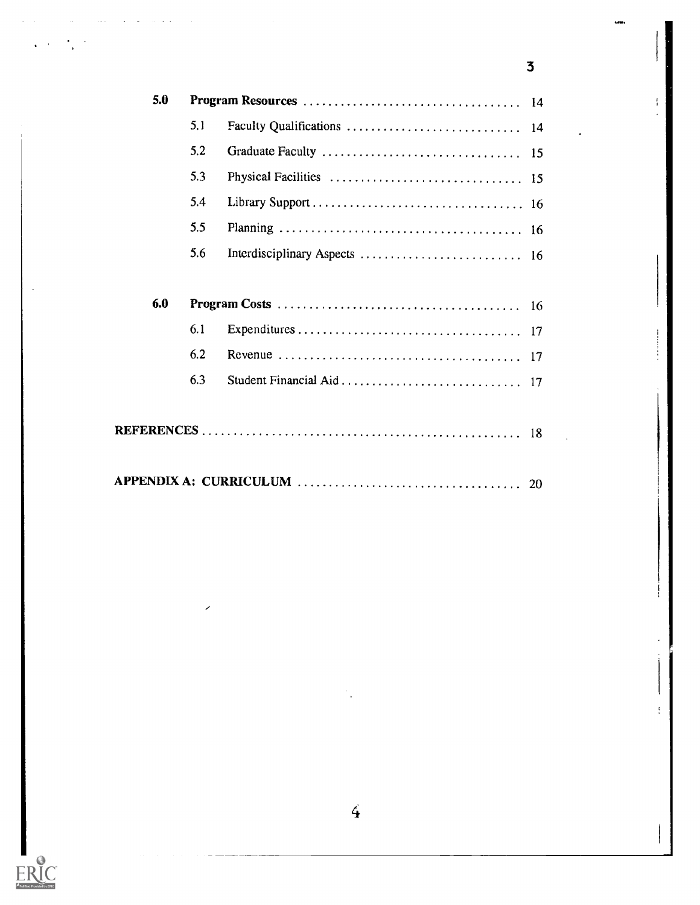**5.0 Program Resources** ........ 14

- 5.1 Faculty Qualifications ........ 14
- 5.2 Graduate Faculty ........ 15
- 5.3 Physical Facilities ........ 15
- 5.4 Library Support ........ 16
- 5.5 Planning ........ 16
- 5.6 Interdisciplinary Aspects ........ 16

**6.0 Program Costs** ........ 16

- 6.1 Expenditures ........ 17
- 6.2 Revenue ........ 17
- 6.3 Student Financial Aid ........ 17

**REFERENCES** ........ 18

**APPENDIX A: CURRICULUM** ........ 20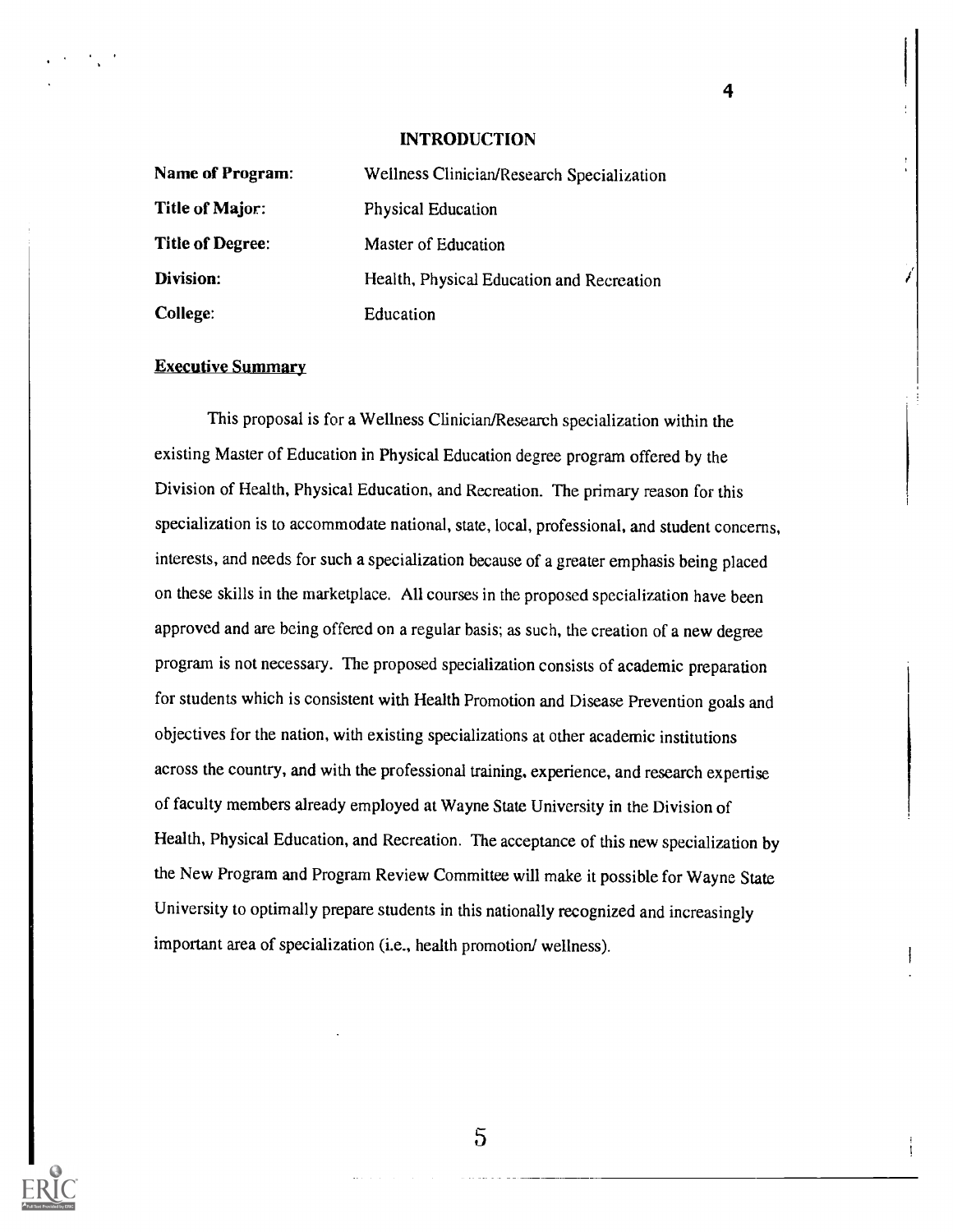## INTRODUCTION

| | |
|---|---|
| **Name of Program:** | Wellness Clinician/Research Specialization |
| **Title of Major:** | Physical Education |
| **Title of Degree:** | Master of Education |
| **Division:** | Health, Physical Education and Recreation |
| **College:** | Education |

### Executive Summary

This proposal is for a Wellness Clinician/Research specialization within the existing Master of Education in Physical Education degree program offered by the Division of Health, Physical Education, and Recreation. The primary reason for this specialization is to accommodate national, state, local, professional, and student concerns, interests, and needs for such a specialization because of a greater emphasis being placed on these skills in the marketplace. All courses in the proposed specialization have been approved and are being offered on a regular basis; as such, the creation of a new degree program is not necessary. The proposed specialization consists of academic preparation for students which is consistent with Health Promotion and Disease Prevention goals and objectives for the nation, with existing specializations at other academic institutions across the country, and with the professional training, experience, and research expertise of faculty members already employed at Wayne State University in the Division of Health, Physical Education, and Recreation. The acceptance of this new specialization by the New Program and Program Review Committee will make it possible for Wayne State University to optimally prepare students in this nationally recognized and increasingly important area of specialization (i.e., health promotion/ wellness).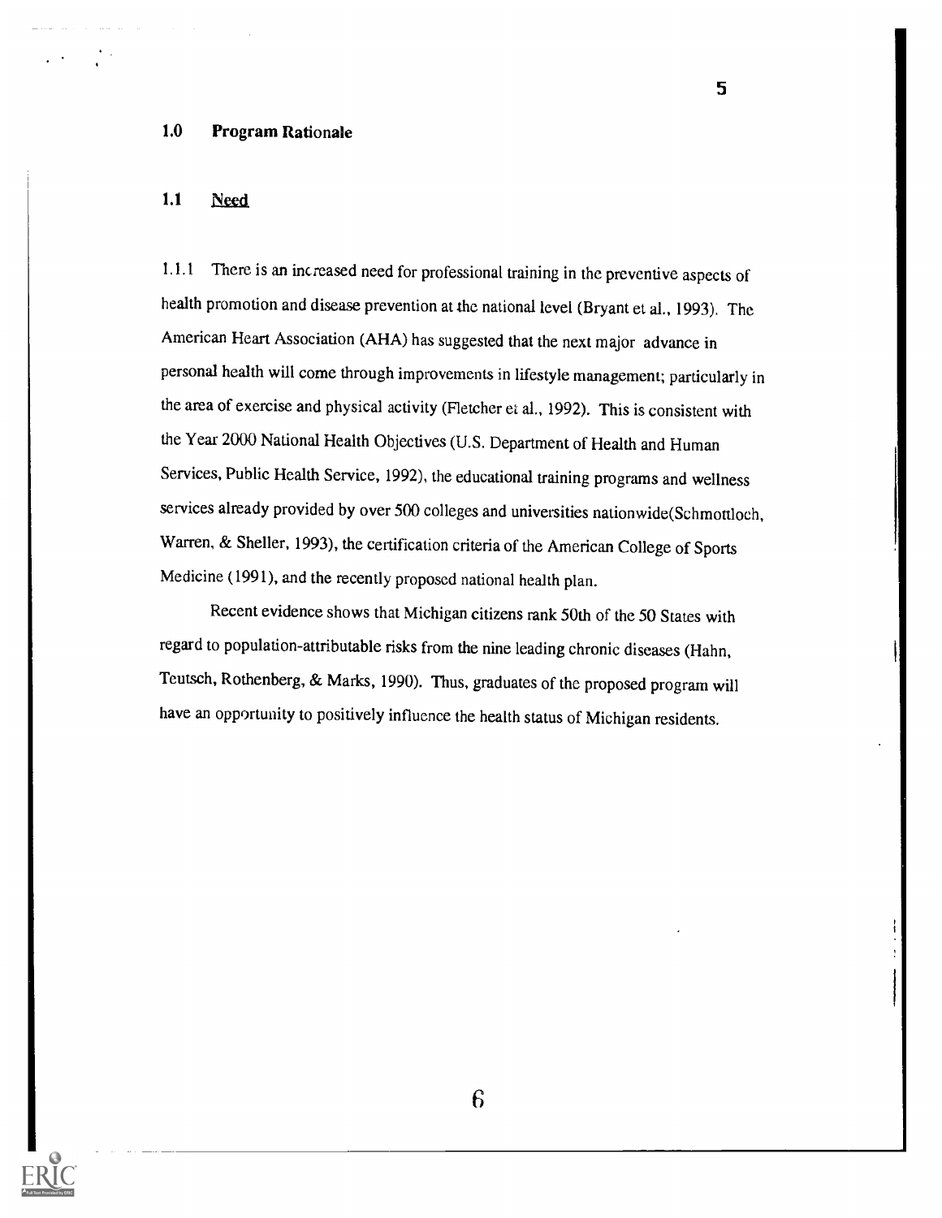## 1.0 Program Rationale

### 1.1 Need

1.1.1 There is an increased need for professional training in the preventive aspects of health promotion and disease prevention at the national level (Bryant et al., 1993). The American Heart Association (AHA) has suggested that the next major advance in personal health will come through improvements in lifestyle management; particularly in the area of exercise and physical activity (Fletcher et al., 1992). This is consistent with the Year 2000 National Health Objectives (U.S. Department of Health and Human Services, Public Health Service, 1992), the educational training programs and wellness services already provided by over 500 colleges and universities nationwide(Schmottloch, Warren, & Sheller, 1993), the certification criteria of the American College of Sports Medicine (1991), and the recently proposed national health plan.

Recent evidence shows that Michigan citizens rank 50th of the 50 States with regard to population-attributable risks from the nine leading chronic diseases (Hahn, Teutsch, Rothenberg, & Marks, 1990). Thus, graduates of the proposed program will have an opportunity to positively influence the health status of Michigan residents.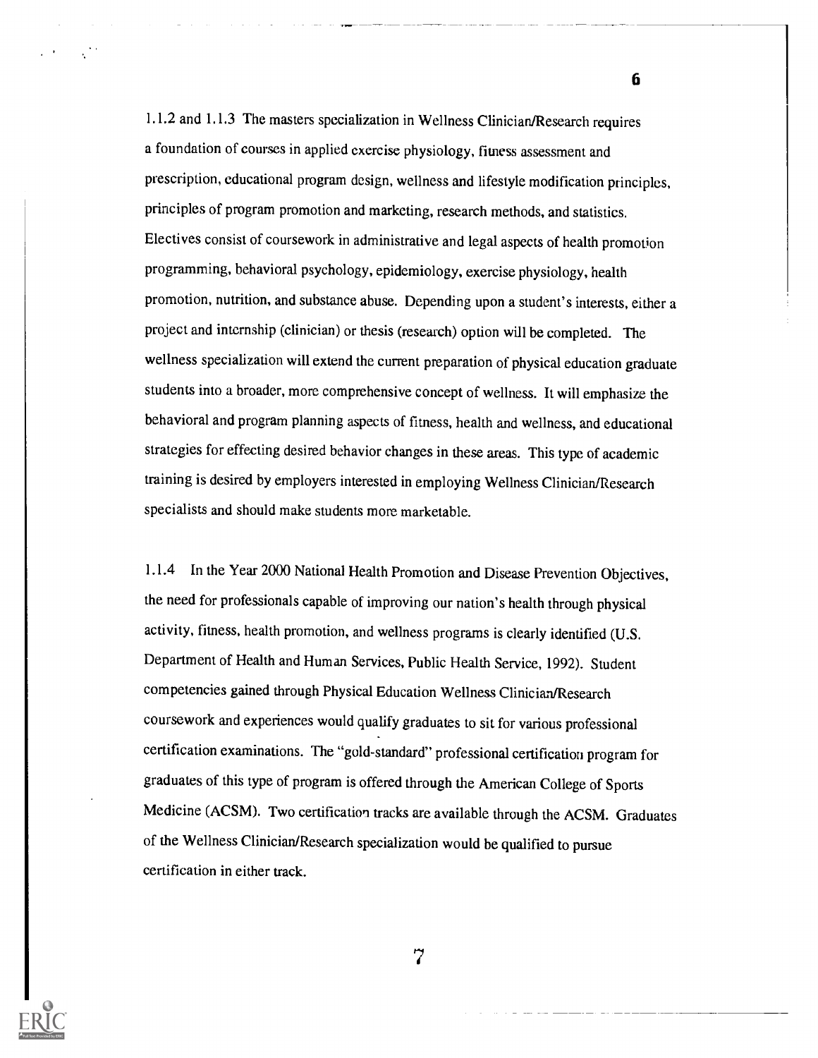1.1.2 and 1.1.3 The masters specialization in Wellness Clinician/Research requires a foundation of courses in applied exercise physiology, fitness assessment and prescription, educational program design, wellness and lifestyle modification principles, principles of program promotion and marketing, research methods, and statistics. Electives consist of coursework in administrative and legal aspects of health promotion programming, behavioral psychology, epidemiology, exercise physiology, health promotion, nutrition, and substance abuse. Depending upon a student's interests, either a project and internship (clinician) or thesis (research) option will be completed. The wellness specialization will extend the current preparation of physical education graduate students into a broader, more comprehensive concept of wellness. It will emphasize the behavioral and program planning aspects of fitness, health and wellness, and educational strategies for effecting desired behavior changes in these areas. This type of academic training is desired by employers interested in employing Wellness Clinician/Research specialists and should make students more marketable.

1.1.4 In the Year 2000 National Health Promotion and Disease Prevention Objectives, the need for professionals capable of improving our nation's health through physical activity, fitness, health promotion, and wellness programs is clearly identified (U.S. Department of Health and Human Services, Public Health Service, 1992). Student competencies gained through Physical Education Wellness Clinician/Research coursework and experiences would qualify graduates to sit for various professional certification examinations. The "gold-standard" professional certification program for graduates of this type of program is offered through the American College of Sports Medicine (ACSM). Two certification tracks are available through the ACSM. Graduates of the Wellness Clinician/Research specialization would be qualified to pursue certification in either track.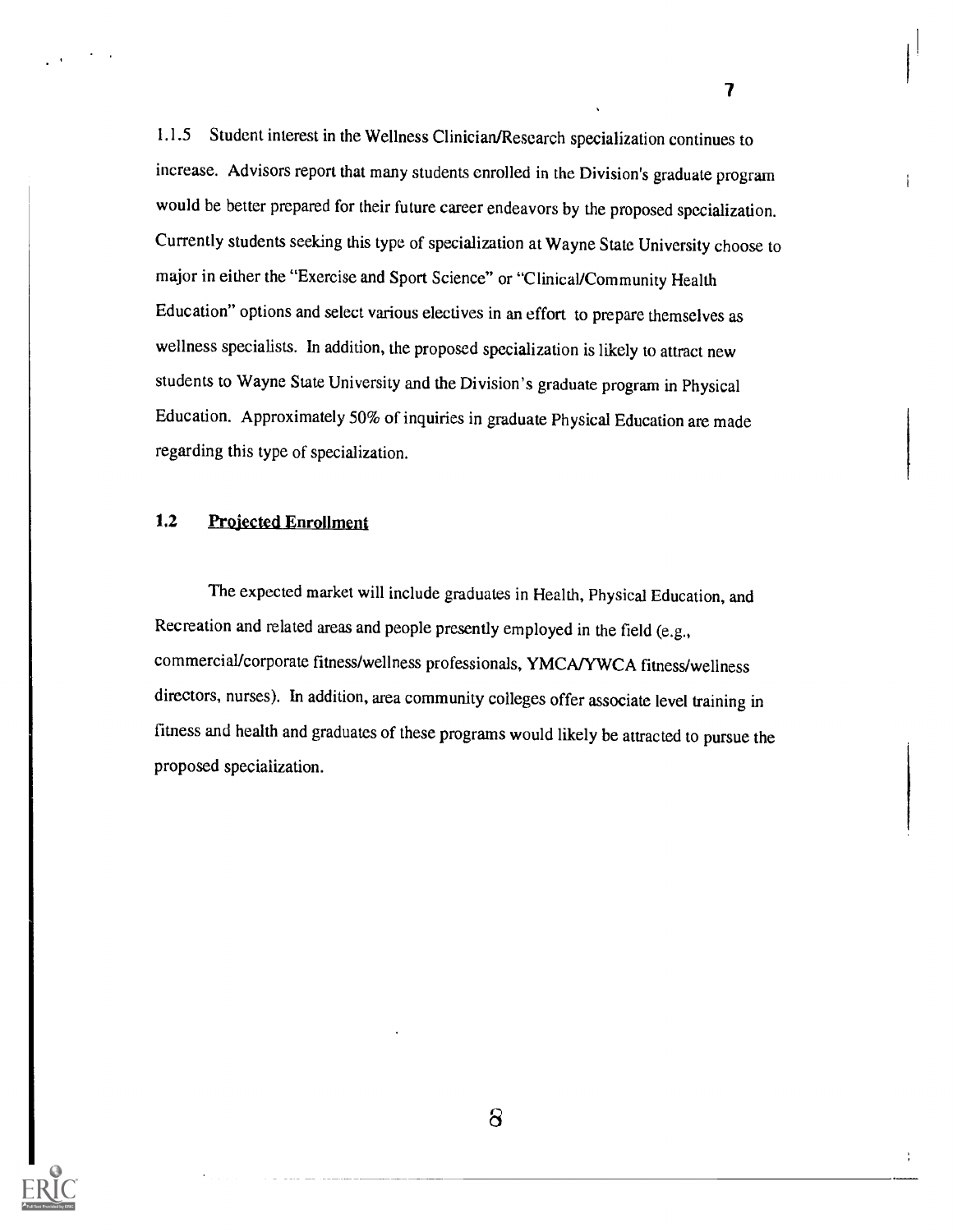1.1.5 Student interest in the Wellness Clinician/Research specialization continues to increase. Advisors report that many students enrolled in the Division's graduate program would be better prepared for their future career endeavors by the proposed specialization. Currently students seeking this type of specialization at Wayne State University choose to major in either the "Exercise and Sport Science" or "Clinical/Community Health Education" options and select various electives in an effort to prepare themselves as wellness specialists. In addition, the proposed specialization is likely to attract new students to Wayne State University and the Division's graduate program in Physical Education. Approximately 50% of inquiries in graduate Physical Education are made regarding this type of specialization.

## 1.2 Projected Enrollment

The expected market will include graduates in Health, Physical Education, and Recreation and related areas and people presently employed in the field (e.g., commercial/corporate fitness/wellness professionals, YMCA/YWCA fitness/wellness directors, nurses). In addition, area community colleges offer associate level training in fitness and health and graduates of these programs would likely be attracted to pursue the proposed specialization.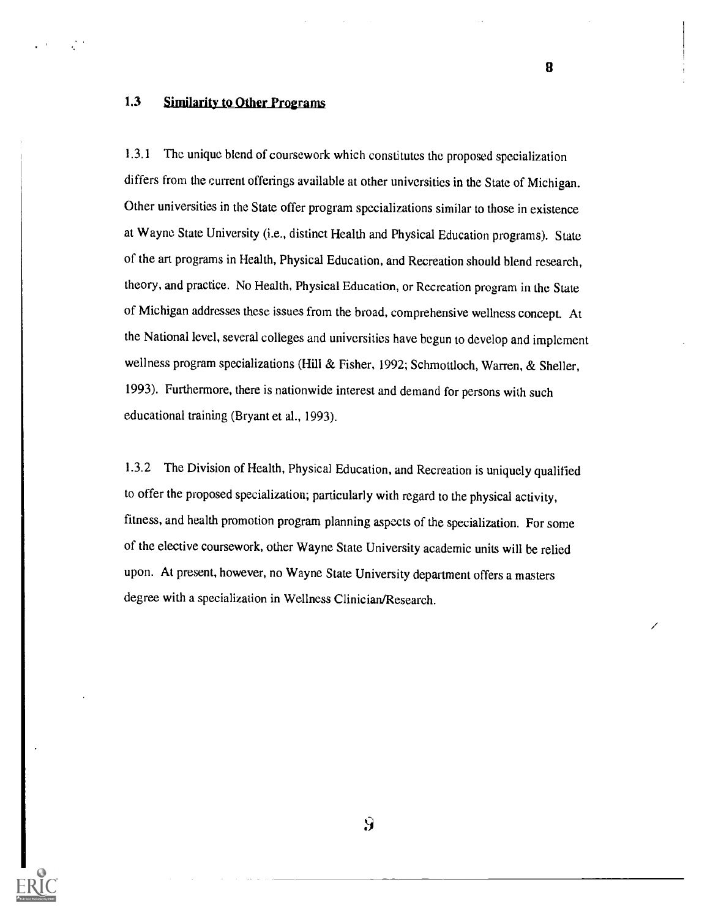### 1.3 Similarity to Other Programs

1.3.1 The unique blend of coursework which constitutes the proposed specialization differs from the current offerings available at other universities in the State of Michigan. Other universities in the State offer program specializations similar to those in existence at Wayne State University (i.e., distinct Health and Physical Education programs). State of the art programs in Health, Physical Education, and Recreation should blend research, theory, and practice. No Health, Physical Education, or Recreation program in the State of Michigan addresses these issues from the broad, comprehensive wellness concept. At the National level, several colleges and universities have begun to develop and implement wellness program specializations (Hill & Fisher, 1992; Schmottloch, Warren, & Sheller, 1993). Furthermore, there is nationwide interest and demand for persons with such educational training (Bryant et al., 1993).

1.3.2 The Division of Health, Physical Education, and Recreation is uniquely qualified to offer the proposed specialization; particularly with regard to the physical activity, fitness, and health promotion program planning aspects of the specialization. For some of the elective coursework, other Wayne State University academic units will be relied upon. At present, however, no Wayne State University department offers a masters degree with a specialization in Wellness Clinician/Research.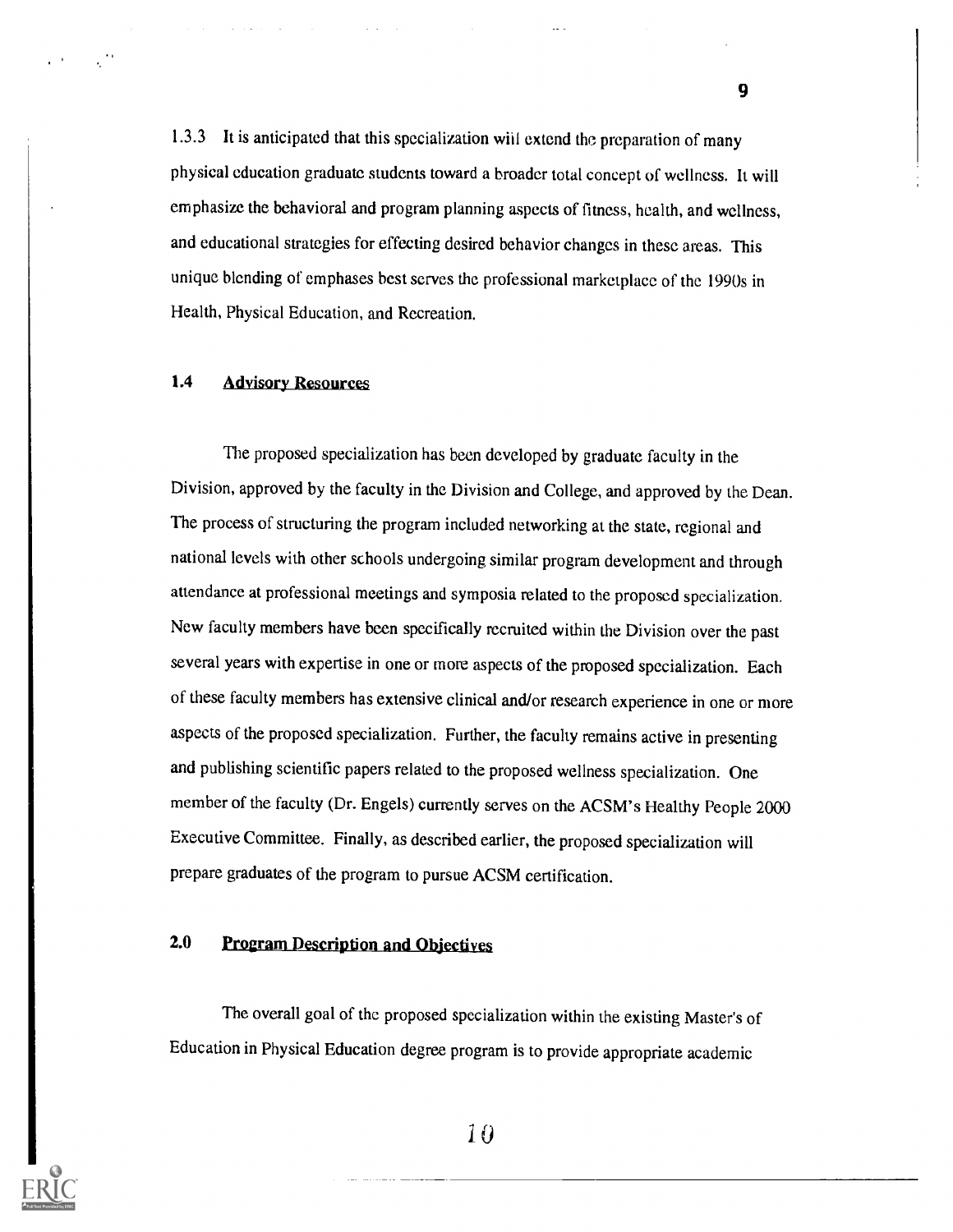1.3.3 It is anticipated that this specialization will extend the preparation of many physical education graduate students toward a broader total concept of wellness. It will emphasize the behavioral and program planning aspects of fitness, health, and wellness, and educational strategies for effecting desired behavior changes in these areas. This unique blending of emphases best serves the professional marketplace of the 1990s in Health, Physical Education, and Recreation.

## 1.4 Advisory Resources

The proposed specialization has been developed by graduate faculty in the Division, approved by the faculty in the Division and College, and approved by the Dean. The process of structuring the program included networking at the state, regional and national levels with other schools undergoing similar program development and through attendance at professional meetings and symposia related to the proposed specialization. New faculty members have been specifically recruited within the Division over the past several years with expertise in one or more aspects of the proposed specialization. Each of these faculty members has extensive clinical and/or research experience in one or more aspects of the proposed specialization. Further, the faculty remains active in presenting and publishing scientific papers related to the proposed wellness specialization. One member of the faculty (Dr. Engels) currently serves on the ACSM's Healthy People 2000 Executive Committee. Finally, as described earlier, the proposed specialization will prepare graduates of the program to pursue ACSM certification.

## 2.0 Program Description and Objectives

The overall goal of the proposed specialization within the existing Master's of Education in Physical Education degree program is to provide appropriate academic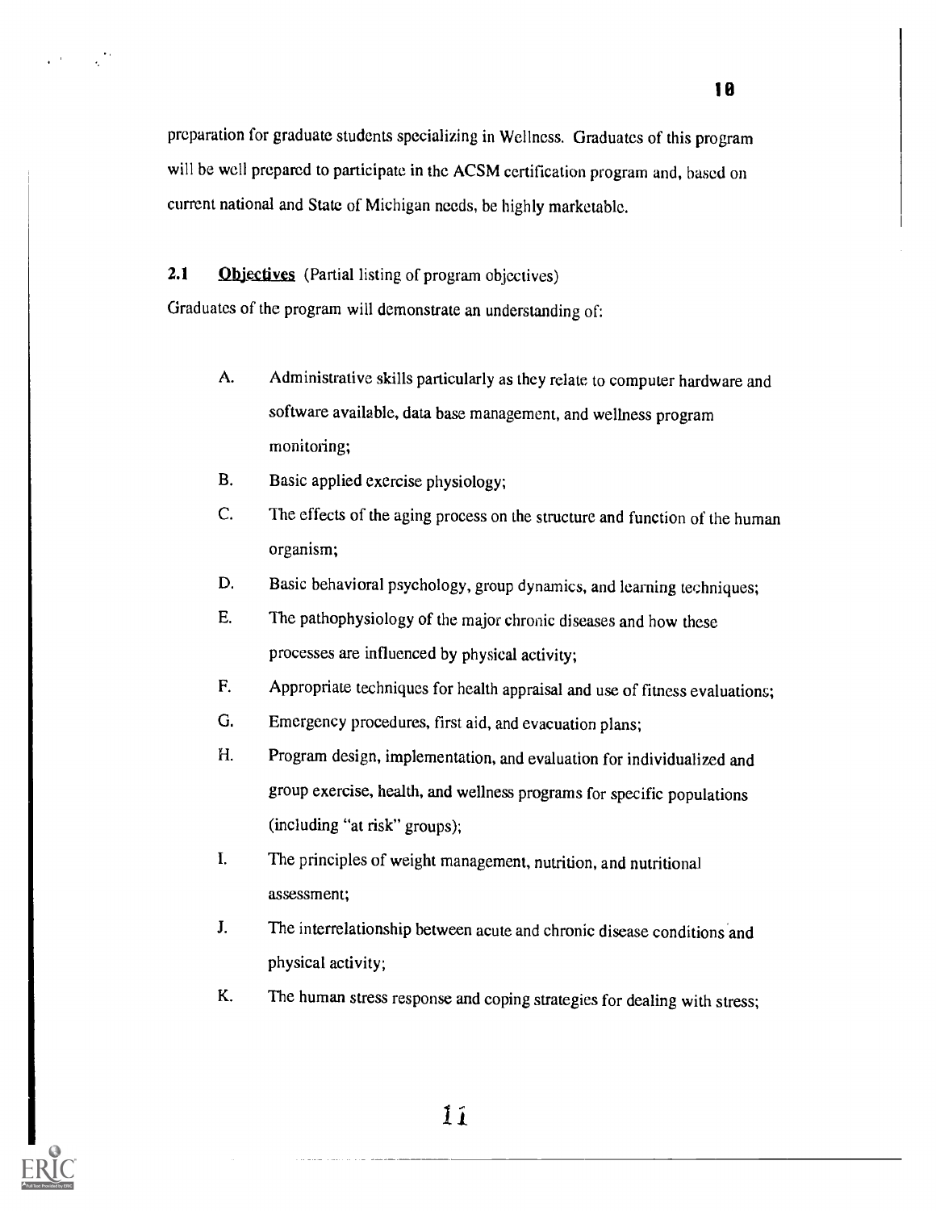preparation for graduate students specializing in Wellness. Graduates of this program will be well prepared to participate in the ACSM certification program and, based on current national and State of Michigan needs, be highly marketable.

**2.1 Objectives** (Partial listing of program objectives)

Graduates of the program will demonstrate an understanding of:

A. Administrative skills particularly as they relate to computer hardware and software available, data base management, and wellness program monitoring;

B. Basic applied exercise physiology;

C. The effects of the aging process on the structure and function of the human organism;

D. Basic behavioral psychology, group dynamics, and learning techniques;

E. The pathophysiology of the major chronic diseases and how these processes are influenced by physical activity;

F. Appropriate techniques for health appraisal and use of fitness evaluations;

G. Emergency procedures, first aid, and evacuation plans;

H. Program design, implementation, and evaluation for individualized and group exercise, health, and wellness programs for specific populations (including "at risk" groups);

I. The principles of weight management, nutrition, and nutritional assessment;

J. The interrelationship between acute and chronic disease conditions and physical activity;

K. The human stress response and coping strategies for dealing with stress;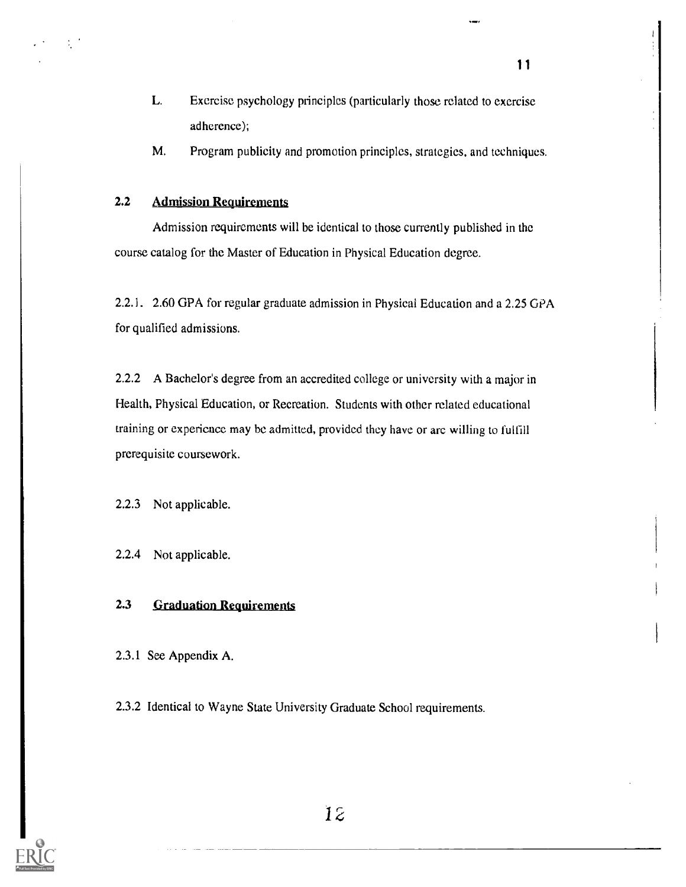L. Exercise psychology principles (particularly those related to exercise adherence);

M. Program publicity and promotion principles, strategies, and techniques.

## 2.2 Admission Requirements

Admission requirements will be identical to those currently published in the course catalog for the Master of Education in Physical Education degree.

2.2.1. 2.60 GPA for regular graduate admission in Physical Education and a 2.25 GPA for qualified admissions.

2.2.2 A Bachelor's degree from an accredited college or university with a major in Health, Physical Education, or Recreation. Students with other related educational training or experience may be admitted, provided they have or are willing to fulfill prerequisite coursework.

2.2.3 Not applicable.

2.2.4 Not applicable.

## 2.3 Graduation Requirements

2.3.1 See Appendix A.

2.3.2 Identical to Wayne State University Graduate School requirements.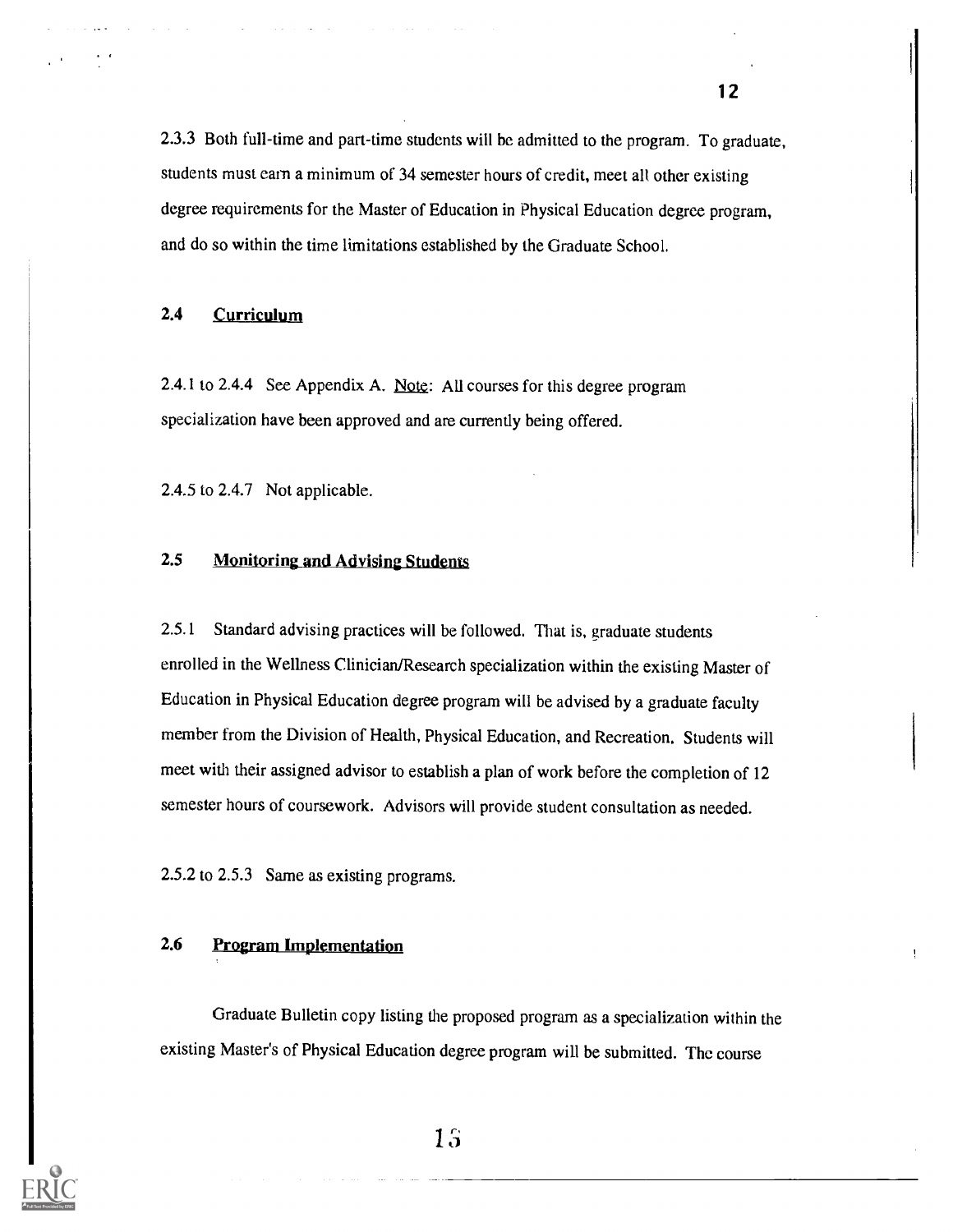2.3.3 Both full-time and part-time students will be admitted to the program. To graduate, students must earn a minimum of 34 semester hours of credit, meet all other existing degree requirements for the Master of Education in Physical Education degree program, and do so within the time limitations established by the Graduate School.

## 2.4 Curriculum

2.4.1 to 2.4.4 See Appendix A. Note: All courses for this degree program specialization have been approved and are currently being offered.

2.4.5 to 2.4.7 Not applicable.

## 2.5 Monitoring and Advising Students

2.5.1 Standard advising practices will be followed. That is, graduate students enrolled in the Wellness Clinician/Research specialization within the existing Master of Education in Physical Education degree program will be advised by a graduate faculty member from the Division of Health, Physical Education, and Recreation. Students will meet with their assigned advisor to establish a plan of work before the completion of 12 semester hours of coursework. Advisors will provide student consultation as needed.

2.5.2 to 2.5.3 Same as existing programs.

## 2.6 Program Implementation

Graduate Bulletin copy listing the proposed program as a specialization within the existing Master's of Physical Education degree program will be submitted. The course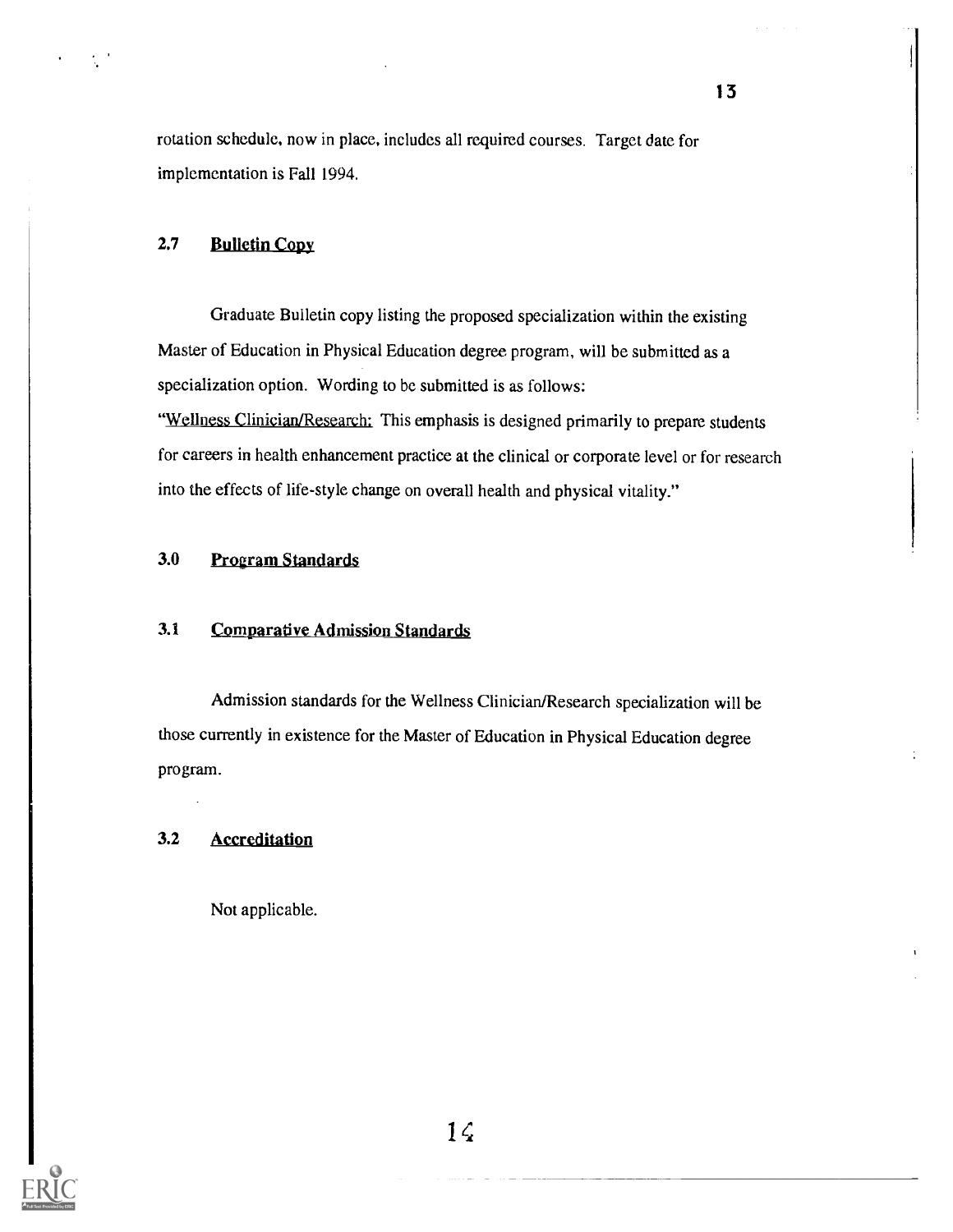rotation schedule, now in place, includes all required courses. Target date for implementation is Fall 1994.

### 2.7 Bulletin Copy

Graduate Bulletin copy listing the proposed specialization within the existing Master of Education in Physical Education degree program, will be submitted as a specialization option. Wording to be submitted is as follows:

"Wellness Clinician/Research: This emphasis is designed primarily to prepare students for careers in health enhancement practice at the clinical or corporate level or for research into the effects of life-style change on overall health and physical vitality."

## 3.0 Program Standards

### 3.1 Comparative Admission Standards

Admission standards for the Wellness Clinician/Research specialization will be those currently in existence for the Master of Education in Physical Education degree program.

### 3.2 Accreditation

Not applicable.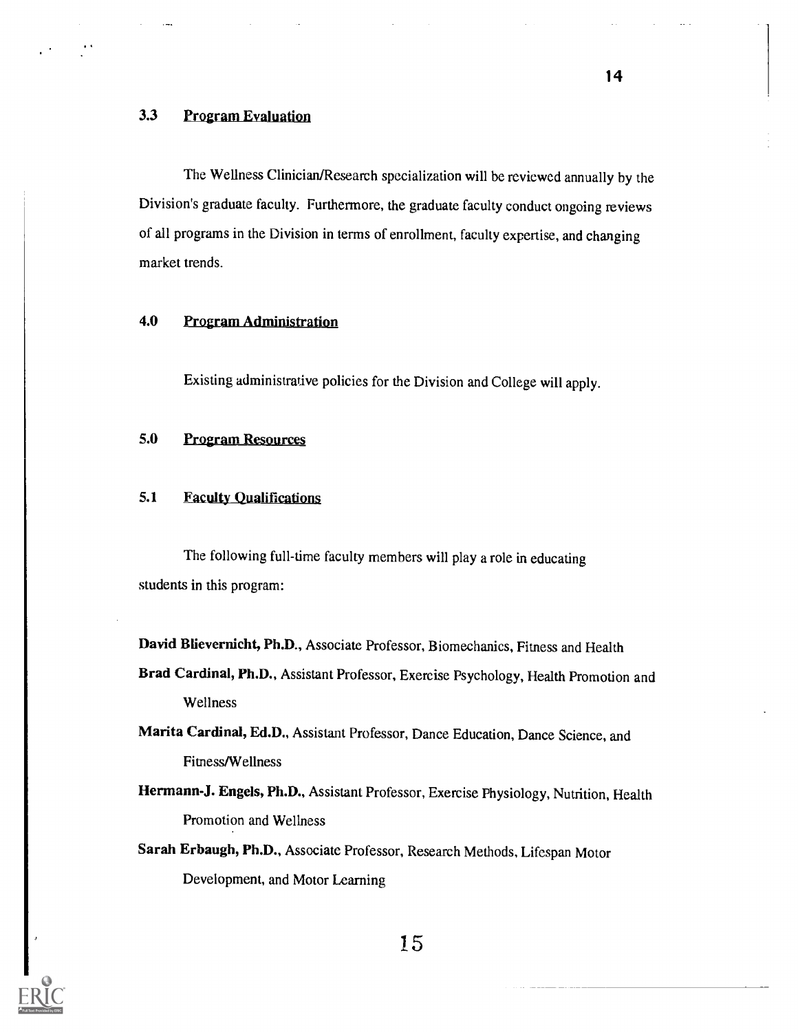### 3.3 Program Evaluation

The Wellness Clinician/Research specialization will be reviewed annually by the Division's graduate faculty. Furthermore, the graduate faculty conduct ongoing reviews of all programs in the Division in terms of enrollment, faculty expertise, and changing market trends.

## 4.0 Program Administration

Existing administrative policies for the Division and College will apply.

## 5.0 Program Resources

### 5.1 Faculty Qualifications

The following full-time faculty members will play a role in educating students in this program:

**David Blievernicht, Ph.D.**, Associate Professor, Biomechanics, Fitness and Health

**Brad Cardinal, Ph.D.**, Assistant Professor, Exercise Psychology, Health Promotion and Wellness

**Marita Cardinal, Ed.D.**, Assistant Professor, Dance Education, Dance Science, and Fitness/Wellness

**Hermann-J. Engels, Ph.D.**, Assistant Professor, Exercise Physiology, Nutrition, Health Promotion and Wellness

**Sarah Erbaugh, Ph.D.**, Associate Professor, Research Methods, Lifespan Motor Development, and Motor Learning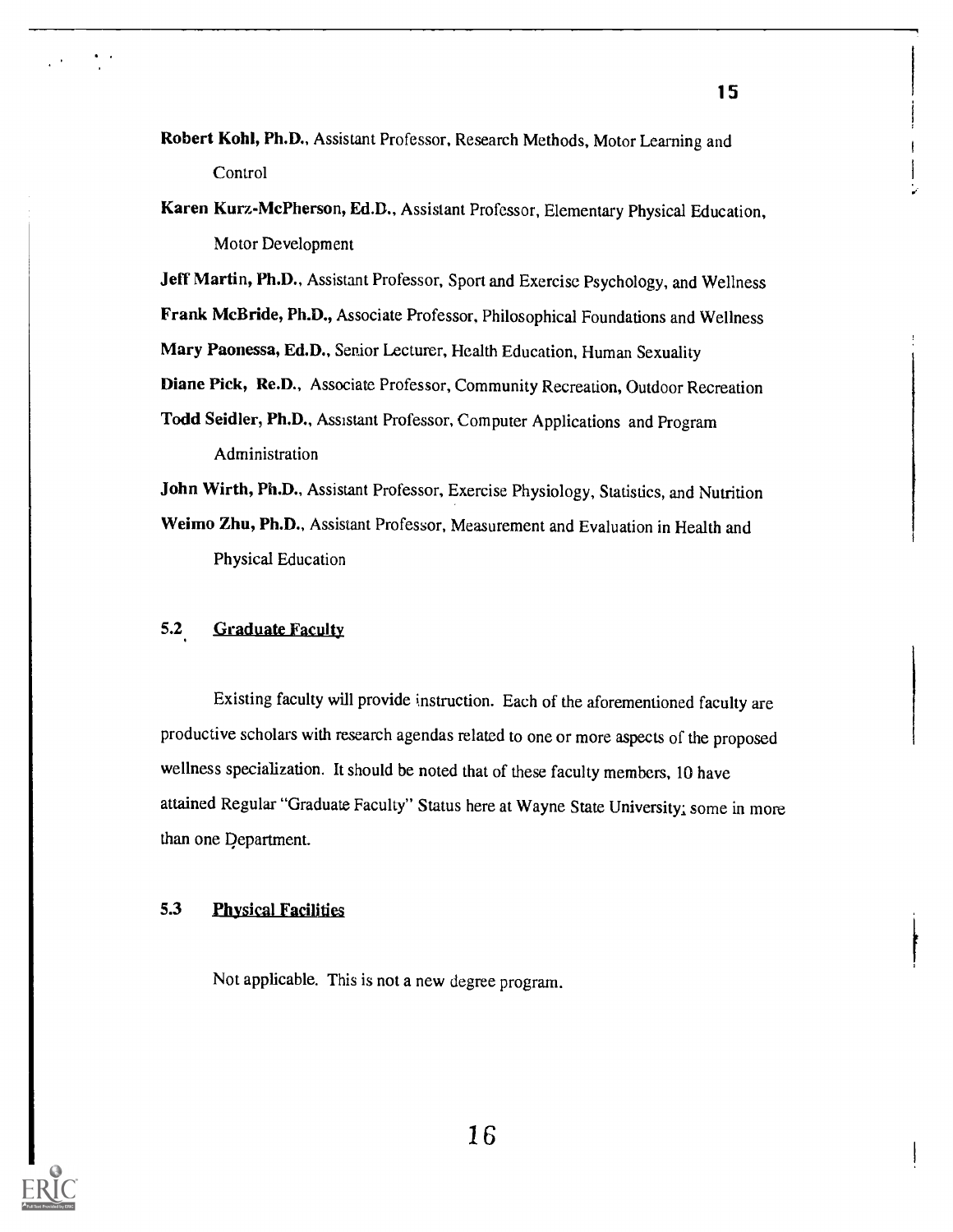**Robert Kohl, Ph.D.**, Assistant Professor, Research Methods, Motor Learning and Control

**Karen Kurz-McPherson, Ed.D.**, Assistant Professor, Elementary Physical Education, Motor Development

**Jeff Martin, Ph.D.**, Assistant Professor, Sport and Exercise Psychology, and Wellness

**Frank McBride, Ph.D.,** Associate Professor, Philosophical Foundations and Wellness

**Mary Paonessa, Ed.D.**, Senior Lecturer, Health Education, Human Sexuality

**Diane Pick, Re.D.**, Associate Professor, Community Recreation, Outdoor Recreation

**Todd Seidler, Ph.D.**, Assistant Professor, Computer Applications and Program Administration

**John Wirth, Ph.D.**, Assistant Professor, Exercise Physiology, Statistics, and Nutrition

**Weimo Zhu, Ph.D.**, Assistant Professor, Measurement and Evaluation in Health and Physical Education

### 5.2 Graduate Faculty

Existing faculty will provide instruction. Each of the aforementioned faculty are productive scholars with research agendas related to one or more aspects of the proposed wellness specialization. It should be noted that of these faculty members, 10 have attained Regular "Graduate Faculty" Status here at Wayne State University; some in more than one Department.

### 5.3 Physical Facilities

Not applicable. This is not a new degree program.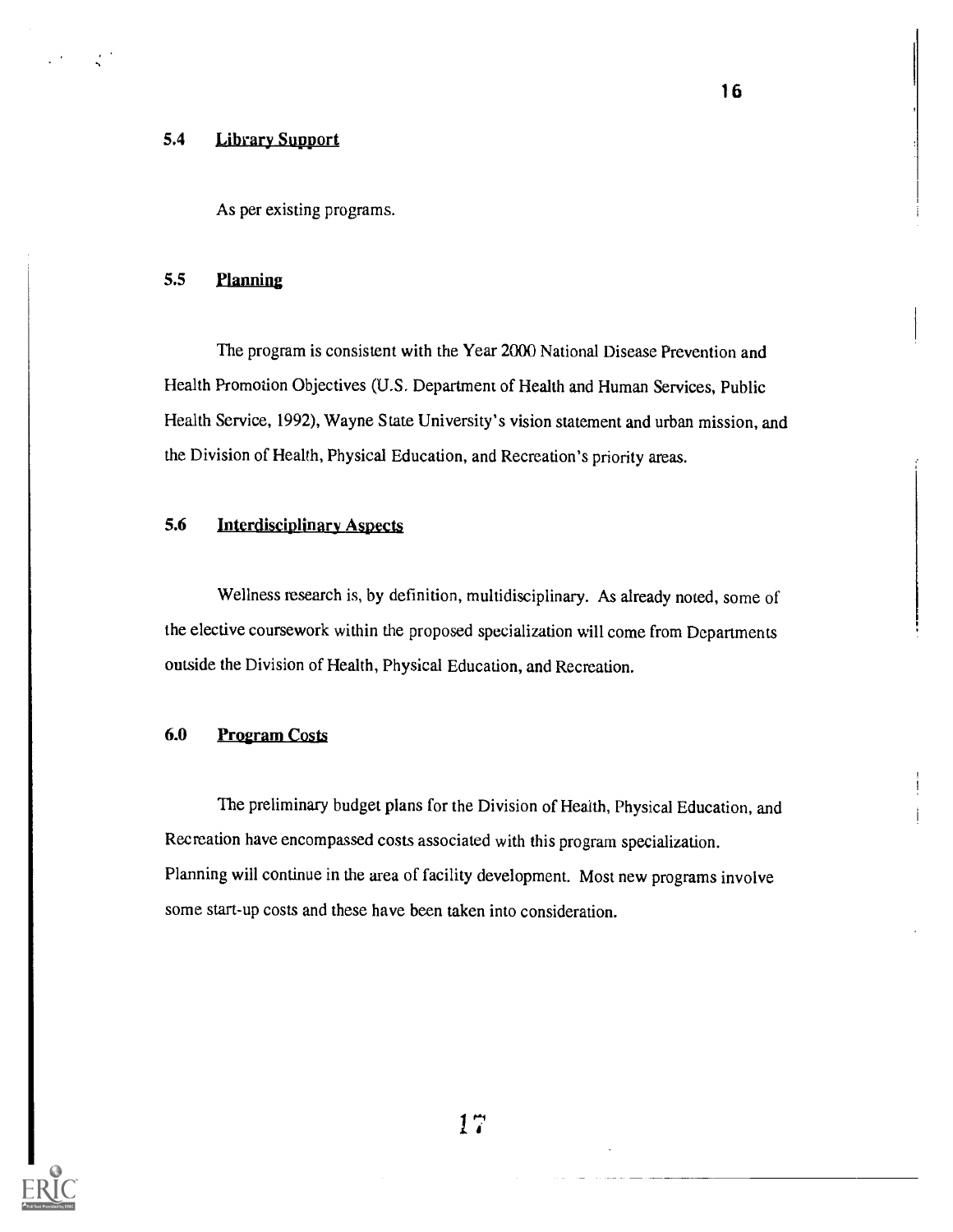### 5.4 Library Support

As per existing programs.

### 5.5 Planning

The program is consistent with the Year 2000 National Disease Prevention and Health Promotion Objectives (U.S. Department of Health and Human Services, Public Health Service, 1992), Wayne State University's vision statement and urban mission, and the Division of Health, Physical Education, and Recreation's priority areas.

### 5.6 Interdisciplinary Aspects

Wellness research is, by definition, multidisciplinary. As already noted, some of the elective coursework within the proposed specialization will come from Departments outside the Division of Health, Physical Education, and Recreation.

## 6.0 Program Costs

The preliminary budget plans for the Division of Health, Physical Education, and Recreation have encompassed costs associated with this program specialization. Planning will continue in the area of facility development. Most new programs involve some start-up costs and these have been taken into consideration.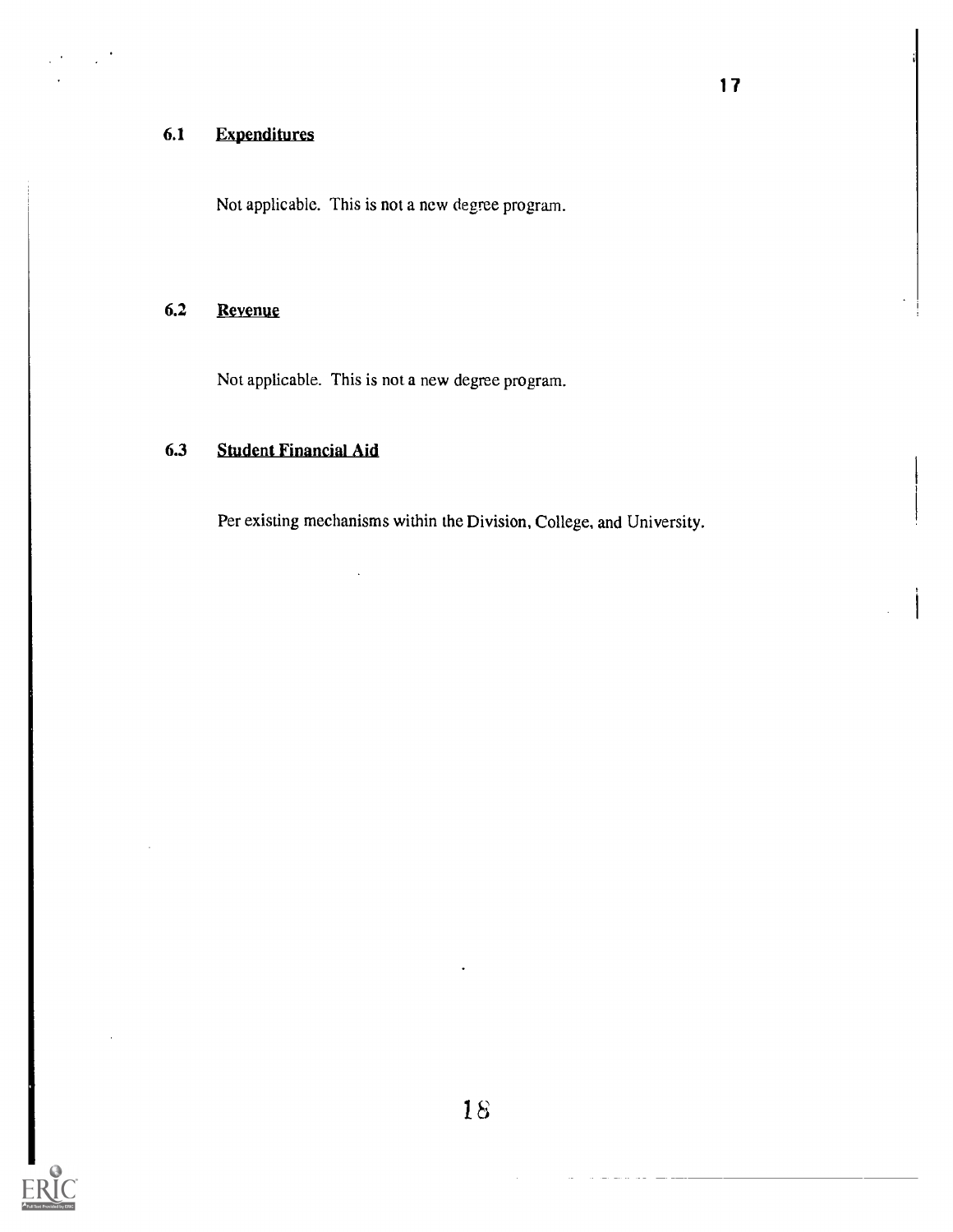### 6.1 Expenditures

Not applicable. This is not a new degree program.

### 6.2 Revenue

Not applicable. This is not a new degree program.

### 6.3 Student Financial Aid

Per existing mechanisms within the Division, College, and University.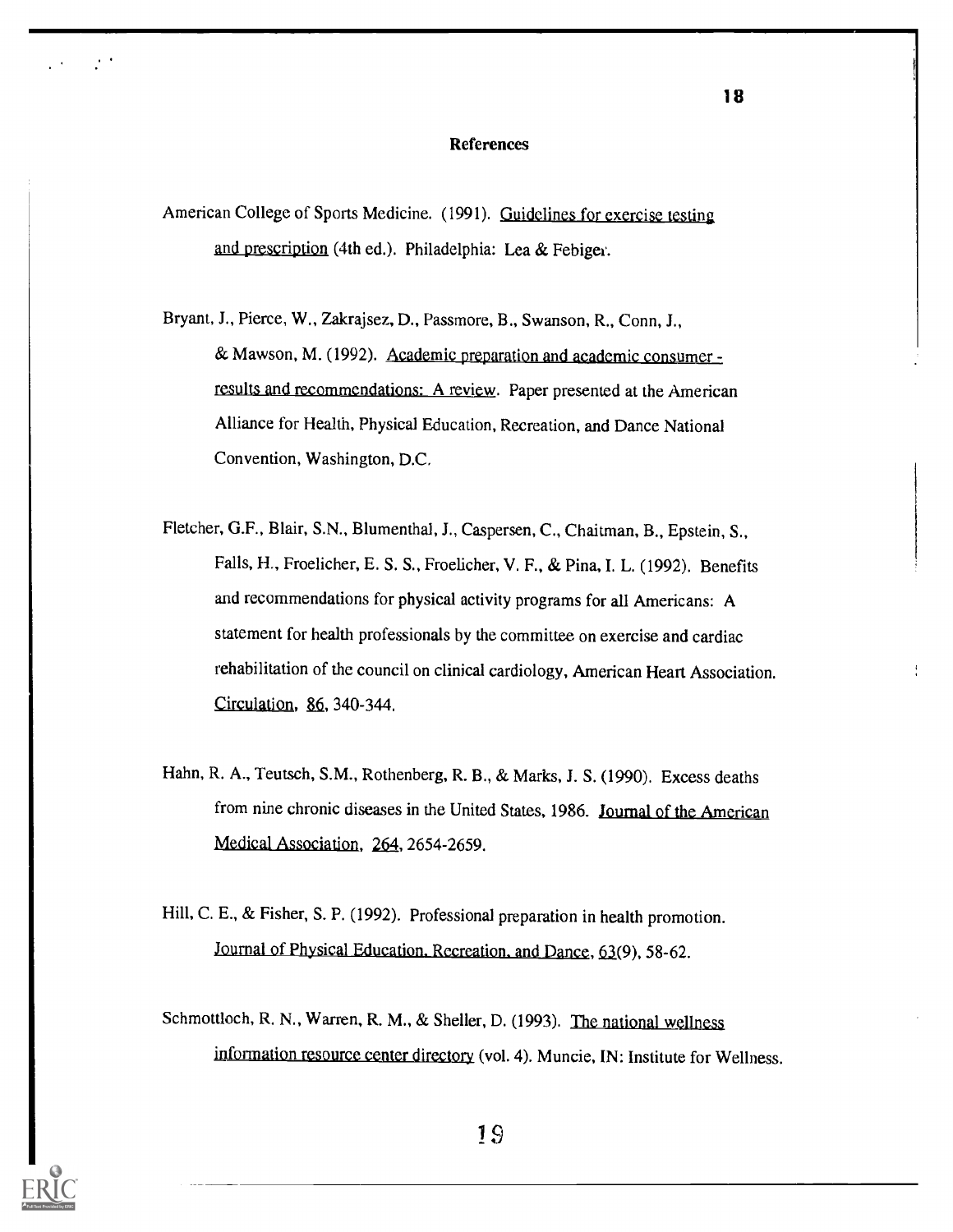## References

American College of Sports Medicine. (1991). Guidelines for exercise testing and prescription (4th ed.). Philadelphia: Lea & Febiger.

Bryant, J., Pierce, W., Zakrajsez, D., Passmore, B., Swanson, R., Conn, J., & Mawson, M. (1992). Academic preparation and academic consumer - results and recommendations: A review. Paper presented at the American Alliance for Health, Physical Education, Recreation, and Dance National Convention, Washington, D.C.

Fletcher, G.F., Blair, S.N., Blumenthal, J., Caspersen, C., Chaitman, B., Epstein, S., Falls, H., Froelicher, E. S. S., Froelicher, V. F., & Pina, I. L. (1992). Benefits and recommendations for physical activity programs for all Americans: A statement for health professionals by the committee on exercise and cardiac rehabilitation of the council on clinical cardiology, American Heart Association. Circulation, 86, 340-344.

Hahn, R. A., Teutsch, S.M., Rothenberg, R. B., & Marks, J. S. (1990). Excess deaths from nine chronic diseases in the United States, 1986. Journal of the American Medical Association, 264, 2654-2659.

Hill, C. E., & Fisher, S. P. (1992). Professional preparation in health promotion. Journal of Physical Education, Recreation, and Dance, 63(9), 58-62.

Schmottloch, R. N., Warren, R. M., & Sheller, D. (1993). The national wellness information resource center directory (vol. 4). Muncie, IN: Institute for Wellness.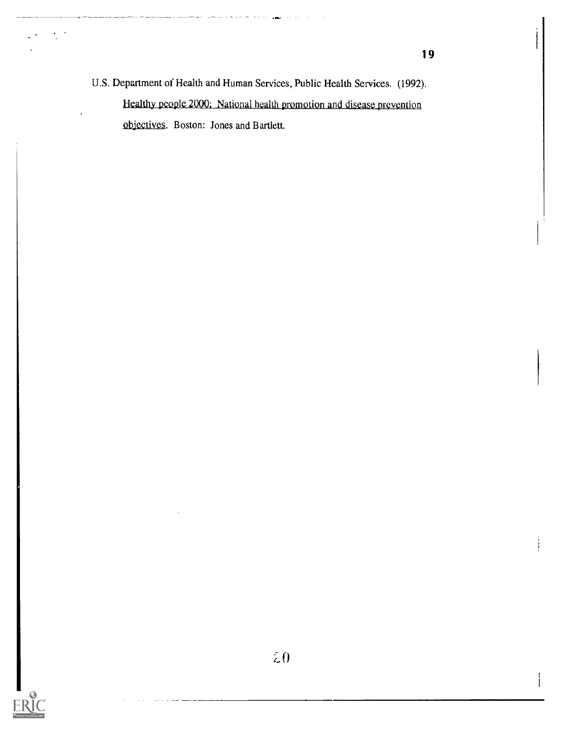U.S. Department of Health and Human Services, Public Health Services. (1992). Healthy people 2000: National health promotion and disease prevention objectives. Boston: Jones and Bartlett.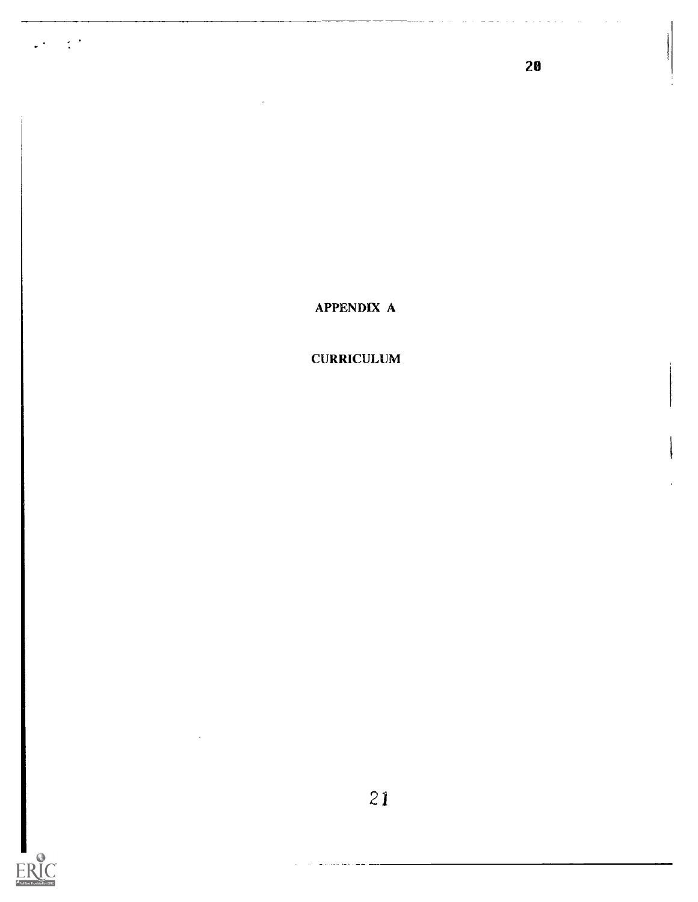# APPENDIX A

## CURRICULUM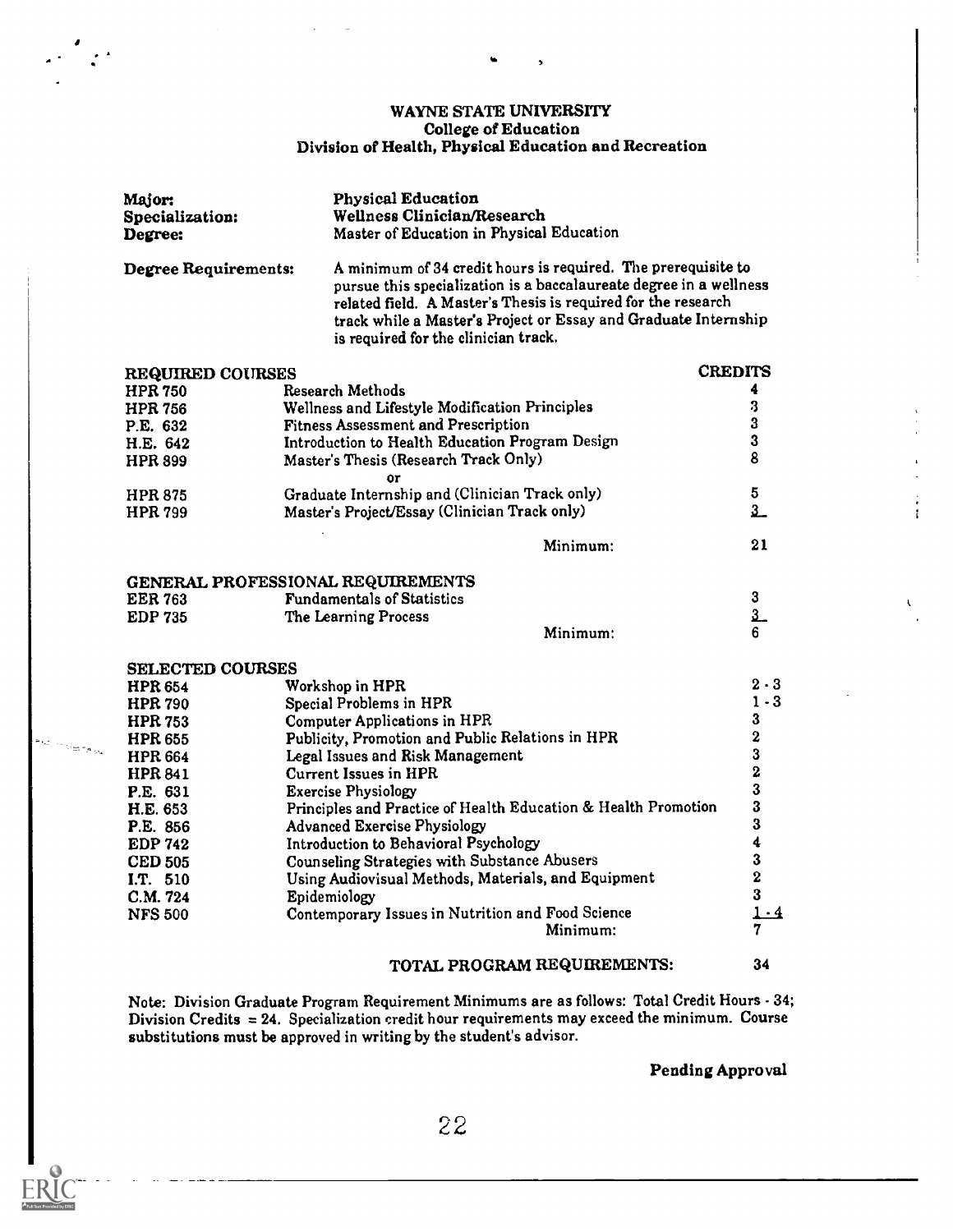**WAYNE STATE UNIVERSITY**
**College of Education**
**Division of Health, Physical Education and Recreation**

| | |
|---|---|
| **Major:** | **Physical Education** |
| **Specialization:** | **Wellness Clinician/Research** |
| **Degree:** | Master of Education in Physical Education |

**Degree Requirements:** A minimum of 34 credit hours is required. The prerequisite to pursue this specialization is a baccalaureate degree in a wellness related field. A Master's Thesis is required for the research track while a Master's Project or Essay and Graduate Internship is required for the clinician track.

| REQUIRED COURSES | | CREDITS |
|---|---|---|
| HPR 750 | Research Methods | 4 |
| HPR 756 | Wellness and Lifestyle Modification Principles | 3 |
| P.E. 632 | Fitness Assessment and Prescription | 3 |
| H.E. 642 | Introduction to Health Education Program Design | 3 |
| HPR 899 | Master's Thesis (Research Track Only) | 8 |
| | or | |
| HPR 875 | Graduate Internship and (Clinician Track only) | 5 |
| HPR 799 | Master's Project/Essay (Clinician Track only) | 3 |
| | Minimum: | 21 |

| GENERAL PROFESSIONAL REQUIREMENTS | | |
|---|---|---|
| EER 763 | Fundamentals of Statistics | 3 |
| EDP 735 | The Learning Process | 3 |
| | Minimum: | 6 |

| SELECTED COURSES | | |
|---|---|---|
| HPR 654 | Workshop in HPR | 2 - 3 |
| HPR 790 | Special Problems in HPR | 1 - 3 |
| HPR 753 | Computer Applications in HPR | 3 |
| HPR 655 | Publicity, Promotion and Public Relations in HPR | 2 |
| HPR 664 | Legal Issues and Risk Management | 3 |
| HPR 841 | Current Issues in HPR | 2 |
| P.E. 631 | Exercise Physiology | 3 |
| H.E. 653 | Principles and Practice of Health Education & Health Promotion | 3 |
| P.E. 856 | Advanced Exercise Physiology | 3 |
| EDP 742 | Introduction to Behavioral Psychology | 4 |
| CED 505 | Counseling Strategies with Substance Abusers | 3 |
| I.T. 510 | Using Audiovisual Methods, Materials, and Equipment | 2 |
| C.M. 724 | Epidemiology | 3 |
| NFS 500 | Contemporary Issues in Nutrition and Food Science | 1 - 4 |
| | Minimum: | 7 |

**TOTAL PROGRAM REQUIREMENTS: 34**

Note: Division Graduate Program Requirement Minimums are as follows: Total Credit Hours - 34; Division Credits = 24. Specialization credit hour requirements may exceed the minimum. Course substitutions must be approved in writing by the student's advisor.

**Pending Approval**